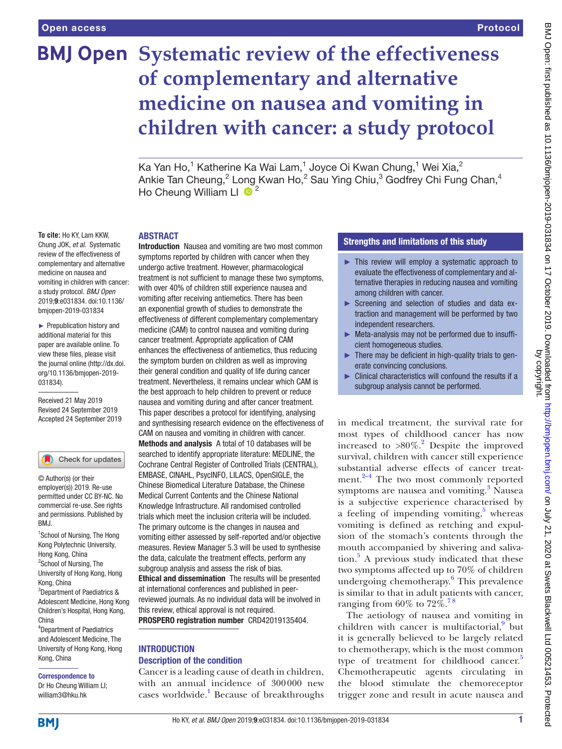Open access

Protocol

# Systematic review of the effectiveness of complementary and alternative medicine on nausea and vomiting in children with cancer: a study protocol

Ka Yan Ho,[1] Katherine Ka Wai Lam,[1] Joyce Oi Kwan Chung,[1] Wei Xia,[2] Ankie Tan Cheung,[2] Long Kwan Ho,[2] Sau Ying Chiu,[3] Godfrey Chi Fung Chan,[4] Ho Cheung William LI[2]

**To cite:** Ho KY, Lam KKW, Chung JOK, *et al*. Systematic review of the effectiveness of complementary and alternative medicine on nausea and vomiting in children with cancer: a study protocol. *BMJ Open* 2019;**9**:e031834. doi:10.1136/bmjopen-2019-031834

► Prepublication history and additional material for this paper are available online. To view these files, please visit the journal online (http://dx.doi.org/10.1136/bmjopen-2019-031834).

Received 21 May 2019
Revised 24 September 2019
Accepted 24 September 2019

© Author(s) (or their employer(s)) 2019. Re-use permitted under CC BY-NC. No commercial re-use. See rights and permissions. Published by BMJ.

[1]School of Nursing, The Hong Kong Polytechnic University, Hong Kong, China
[2]School of Nursing, The University of Hong Kong, Hong Kong, China
[3]Department of Paediatrics & Adolescent Medicine, Hong Kong Children's Hospital, Hong Kong, China
[4]Department of Paediatrics and Adolescent Medicine, The University of Hong Kong, Hong Kong, China

**Correspondence to**
Dr Ho Cheung William LI; william3@hku.hk

## ABSTRACT

**Introduction** Nausea and vomiting are two most common symptoms reported by children with cancer when they undergo active treatment. However, pharmacological treatment is not sufficient to manage these two symptoms, with over 40% of children still experience nausea and vomiting after receiving antiemetics. There has been an exponential growth of studies to demonstrate the effectiveness of different complementary complementary medicine (CAM) to control nausea and vomiting during cancer treatment. Appropriate application of CAM enhances the effectiveness of antiemetics, thus reducing the symptom burden on children as well as improving their general condition and quality of life during cancer treatment. Nevertheless, it remains unclear which CAM is the best approach to help children to prevent or reduce nausea and vomiting during and after cancer treatment. This paper describes a protocol for identifying, analysing and synthesising research evidence on the effectiveness of CAM on nausea and vomiting in children with cancer.

**Methods and analysis** A total of 10 databases will be searched to identify appropriate literature: MEDLINE, the Cochrane Central Register of Controlled Trials (CENTRAL), EMBASE, CINAHL, PsycINFO, LILACS, OpenSIGLE, the Chinese Biomedical Literature Database, the Chinese Medical Current Contents and the Chinese National Knowledge Infrastructure. All randomised controlled trials which meet the inclusion criteria will be included. The primary outcome is the changes in nausea and vomiting either assessed by self-reported and/or objective measures. Review Manager 5.3 will be used to synthesise the data, calculate the treatment effects, perform any subgroup analysis and assess the risk of bias.

**Ethical and dissemination** The results will be presented at international conferences and published in peer-reviewed journals. As no individual data will be involved in this review, ethical approval is not required.

**PROSPERO registration number** CRD42019135404.

## Strengths and limitations of this study

- This review will employ a systematic approach to evaluate the effectiveness of complementary and alternative therapies in reducing nausea and vomiting among children with cancer.
- Screening and selection of studies and data extraction and management will be performed by two independent researchers.
- Meta-analysis may not be performed due to insufficient homogeneous studies.
- There may be deficient in high-quality trials to generate convincing conclusions.
- Clinical characteristics will confound the results if a subgroup analysis cannot be performed.

## INTRODUCTION

### Description of the condition

Cancer is a leading cause of death in children, with an annual incidence of 300000 new cases worldwide.[1] Because of breakthroughs in medical treatment, the survival rate for most types of childhood cancer has now increased to >80%.[2] Despite the improved survival, children with cancer still experience substantial adverse effects of cancer treatment.[2–4] The two most commonly reported symptoms are nausea and vomiting.[3] Nausea is a subjective experience characterised by a feeling of impending vomiting,[5] whereas vomiting is defined as retching and expulsion of the stomach's contents through the mouth accompanied by shivering and salivation.[5] A previous study indicated that these two symptoms affected up to 70% of children undergoing chemotherapy.[6] This prevalence is similar to that in adult patients with cancer, ranging from 60% to 72%.[7 8]

The aetiology of nausea and vomiting in children with cancer is multifactorial,[9] but it is generally believed to be largely related to chemotherapy, which is the most common type of treatment for childhood cancer.[5] Chemotherapeutic agents circulating in the blood stimulate the chemoreceptor trigger zone and result in acute nausea and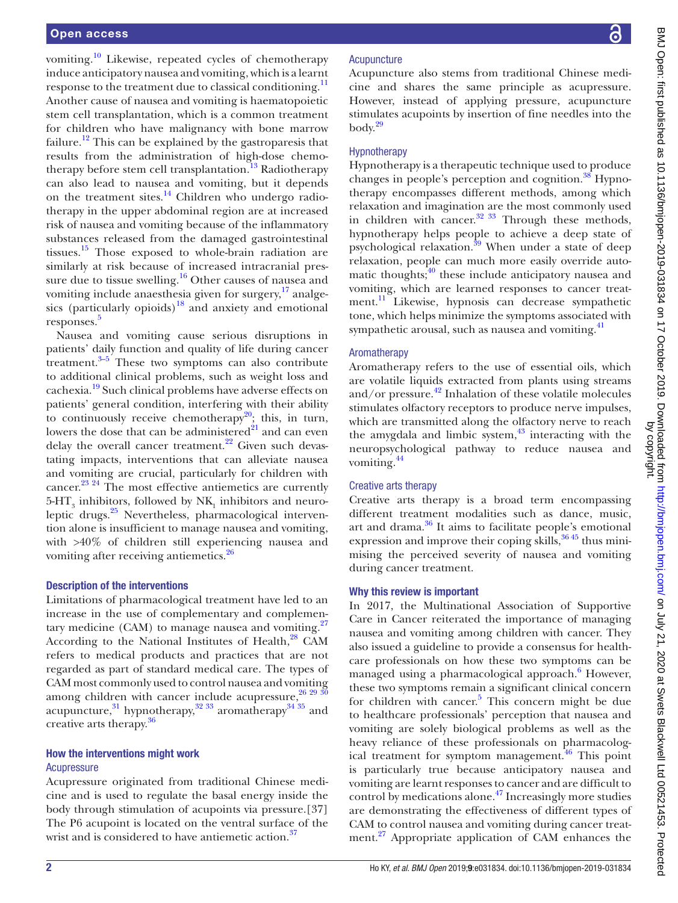vomiting.[10] Likewise, repeated cycles of chemotherapy induce anticipatory nausea and vomiting, which is a learnt response to the treatment due to classical conditioning.[11] Another cause of nausea and vomiting is haematopoietic stem cell transplantation, which is a common treatment for children who have malignancy with bone marrow failure.[12] This can be explained by the gastroparesis that results from the administration of high-dose chemotherapy before stem cell transplantation.[13] Radiotherapy can also lead to nausea and vomiting, but it depends on the treatment sites.[14] Children who undergo radiotherapy in the upper abdominal region are at increased risk of nausea and vomiting because of the inflammatory substances released from the damaged gastrointestinal tissues.[15] Those exposed to whole-brain radiation are similarly at risk because of increased intracranial pressure due to tissue swelling.[16] Other causes of nausea and vomiting include anaesthesia given for surgery,[17] analgesics (particularly opioids)[18] and anxiety and emotional responses.[5]

Nausea and vomiting cause serious disruptions in patients' daily function and quality of life during cancer treatment.[3–5] These two symptoms can also contribute to additional clinical problems, such as weight loss and cachexia.[19] Such clinical problems have adverse effects on patients' general condition, interfering with their ability to continuously receive chemotherapy[20]; this, in turn, lowers the dose that can be administered[21] and can even delay the overall cancer treatment.[22] Given such devastating impacts, interventions that can alleviate nausea and vomiting are crucial, particularly for children with cancer.[23 24] The most effective antiemetics are currently 5-$HT_3$ inhibitors, followed by $NK_1$ inhibitors and neuroleptic drugs.[25] Nevertheless, pharmacological intervention alone is insufficient to manage nausea and vomiting, with >40% of children still experiencing nausea and vomiting after receiving antiemetics.[26]

### Description of the interventions

Limitations of pharmacological treatment have led to an increase in the use of complementary and complementary medicine (CAM) to manage nausea and vomiting.[27] According to the National Institutes of Health,[28] CAM refers to medical products and practices that are not regarded as part of standard medical care. The types of CAM most commonly used to control nausea and vomiting among children with cancer include acupressure,[26 29 30] acupuncture,[31] hypnotherapy,[32 33] aromatherapy[34 35] and creative arts therapy.[36]

### How the interventions might work

#### Acupressure

Acupressure originated from traditional Chinese medicine and is used to regulate the basal energy inside the body through stimulation of acupoints via pressure.[37] The P6 acupoint is located on the ventral surface of the wrist and is considered to have antiemetic action.[37]

#### Acupuncture

Acupuncture also stems from traditional Chinese medicine and shares the same principle as acupressure. However, instead of applying pressure, acupuncture stimulates acupoints by insertion of fine needles into the body.[29]

#### Hypnotherapy

Hypnotherapy is a therapeutic technique used to produce changes in people's perception and cognition.[38] Hypnotherapy encompasses different methods, among which relaxation and imagination are the most commonly used in children with cancer.[32 33] Through these methods, hypnotherapy helps people to achieve a deep state of psychological relaxation.[39] When under a state of deep relaxation, people can much more easily override automatic thoughts;[40] these include anticipatory nausea and vomiting, which are learned responses to cancer treatment.[11] Likewise, hypnosis can decrease sympathetic tone, which helps minimize the symptoms associated with sympathetic arousal, such as nausea and vomiting.[41]

#### Aromatherapy

Aromatherapy refers to the use of essential oils, which are volatile liquids extracted from plants using streams and/or pressure.[42] Inhalation of these volatile molecules stimulates olfactory receptors to produce nerve impulses, which are transmitted along the olfactory nerve to reach the amygdala and limbic system,[43] interacting with the neuropsychological pathway to reduce nausea and vomiting.[44]

#### Creative arts therapy

Creative arts therapy is a broad term encompassing different treatment modalities such as dance, music, art and drama.[36] It aims to facilitate people's emotional expression and improve their coping skills,[36 45] thus minimising the perceived severity of nausea and vomiting during cancer treatment.

### Why this review is important

In 2017, the Multinational Association of Supportive Care in Cancer reiterated the importance of managing nausea and vomiting among children with cancer. They also issued a guideline to provide a consensus for healthcare professionals on how these two symptoms can be managed using a pharmacological approach.[6] However, these two symptoms remain a significant clinical concern for children with cancer.[5] This concern might be due to healthcare professionals' perception that nausea and vomiting are solely biological problems as well as the heavy reliance of these professionals on pharmacological treatment for symptom management.[46] This point is particularly true because anticipatory nausea and vomiting are learnt responses to cancer and are difficult to control by medications alone.[47] Increasingly more studies are demonstrating the effectiveness of different types of CAM to control nausea and vomiting during cancer treatment.[27] Appropriate application of CAM enhances the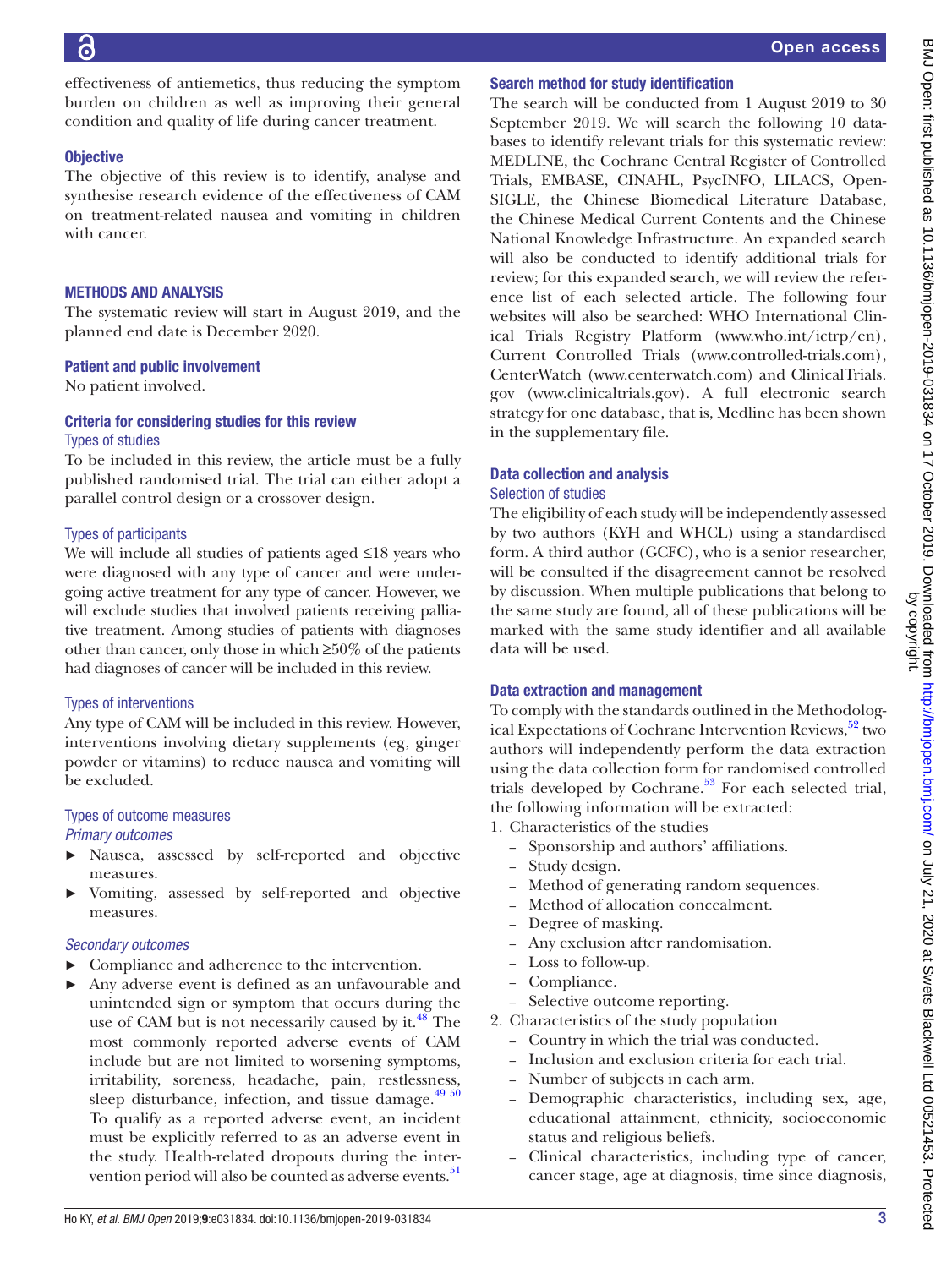effectiveness of antiemetics, thus reducing the symptom burden on children as well as improving their general condition and quality of life during cancer treatment.

### Objective

The objective of this review is to identify, analyse and synthesise research evidence of the effectiveness of CAM on treatment-related nausea and vomiting in children with cancer.

## METHODS AND ANALYSIS

The systematic review will start in August 2019, and the planned end date is December 2020.

### Patient and public involvement

No patient involved.

### Criteria for considering studies for this review

#### Types of studies

To be included in this review, the article must be a fully published randomised trial. The trial can either adopt a parallel control design or a crossover design.

#### Types of participants

We will include all studies of patients aged ≤18 years who were diagnosed with any type of cancer and were undergoing active treatment for any type of cancer. However, we will exclude studies that involved patients receiving palliative treatment. Among studies of patients with diagnoses other than cancer, only those in which ≥50% of the patients had diagnoses of cancer will be included in this review.

#### Types of interventions

Any type of CAM will be included in this review. However, interventions involving dietary supplements (eg, ginger powder or vitamins) to reduce nausea and vomiting will be excluded.

#### Types of outcome measures

*Primary outcomes*

- Nausea, assessed by self-reported and objective measures.
- Vomiting, assessed by self-reported and objective measures.

*Secondary outcomes*

- Compliance and adherence to the intervention.
- Any adverse event is defined as an unfavourable and unintended sign or symptom that occurs during the use of CAM but is not necessarily caused by it.[48] The most commonly reported adverse events of CAM include but are not limited to worsening symptoms, irritability, soreness, headache, pain, restlessness, sleep disturbance, infection, and tissue damage.[49 50] To qualify as a reported adverse event, an incident must be explicitly referred to as an adverse event in the study. Health-related dropouts during the intervention period will also be counted as adverse events.[51]

### Search method for study identification

The search will be conducted from 1 August 2019 to 30 September 2019. We will search the following 10 databases to identify relevant trials for this systematic review: MEDLINE, the Cochrane Central Register of Controlled Trials, EMBASE, CINAHL, PsycINFO, LILACS, Open-SIGLE, the Chinese Biomedical Literature Database, the Chinese Medical Current Contents and the Chinese National Knowledge Infrastructure. An expanded search will also be conducted to identify additional trials for review; for this expanded search, we will review the reference list of each selected article. The following four websites will also be searched: WHO International Clinical Trials Registry Platform (www.who.int/ictrp/en), Current Controlled Trials (www.controlled-trials.com), CenterWatch (www.centerwatch.com) and ClinicalTrials.gov (www.clinicaltrials.gov). A full electronic search strategy for one database, that is, Medline has been shown in the supplementary file.

### Data collection and analysis

#### Selection of studies

The eligibility of each study will be independently assessed by two authors (KYH and WHCL) using a standardised form. A third author (GCFC), who is a senior researcher, will be consulted if the disagreement cannot be resolved by discussion. When multiple publications that belong to the same study are found, all of these publications will be marked with the same study identifier and all available data will be used.

### Data extraction and management

To comply with the standards outlined in the Methodological Expectations of Cochrane Intervention Reviews,[52] two authors will independently perform the data extraction using the data collection form for randomised controlled trials developed by Cochrane.[53] For each selected trial, the following information will be extracted:

1. Characteristics of the studies
   - Sponsorship and authors' affiliations.
   - Study design.
   - Method of generating random sequences.
   - Method of allocation concealment.
   - Degree of masking.
   - Any exclusion after randomisation.
   - Loss to follow-up.
   - Compliance.
   - Selective outcome reporting.
2. Characteristics of the study population
   - Country in which the trial was conducted.
   - Inclusion and exclusion criteria for each trial.
   - Number of subjects in each arm.
   - Demographic characteristics, including sex, age, educational attainment, ethnicity, socioeconomic status and religious beliefs.
   - Clinical characteristics, including type of cancer, cancer stage, age at diagnosis, time since diagnosis,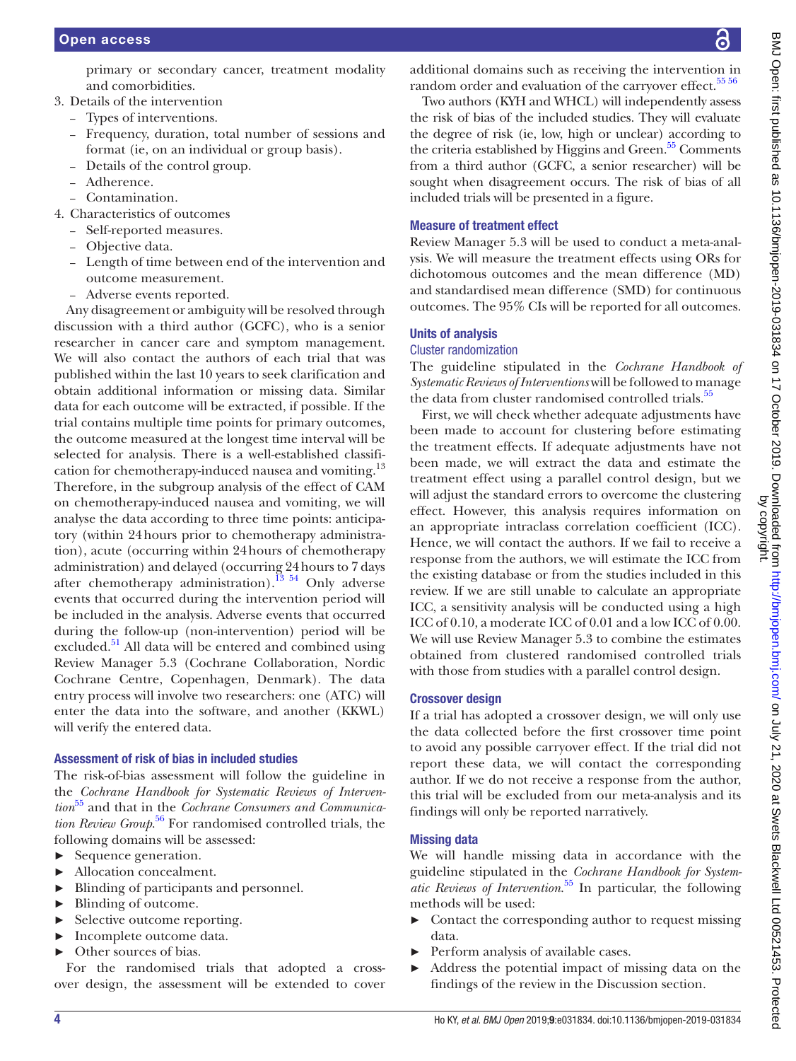primary or secondary cancer, treatment modality and comorbidities.

3. Details of the intervention
   - Types of interventions.
   - Frequency, duration, total number of sessions and format (ie, on an individual or group basis).
   - Details of the control group.
   - Adherence.
   - Contamination.
4. Characteristics of outcomes
   - Self-reported measures.
   - Objective data.
   - Length of time between end of the intervention and outcome measurement.
   - Adverse events reported.

Any disagreement or ambiguity will be resolved through discussion with a third author (GCFC), who is a senior researcher in cancer care and symptom management. We will also contact the authors of each trial that was published within the last 10 years to seek clarification and obtain additional information or missing data. Similar data for each outcome will be extracted, if possible. If the trial contains multiple time points for primary outcomes, the outcome measured at the longest time interval will be selected for analysis. There is a well-established classification for chemotherapy-induced nausea and vomiting.[13] Therefore, in the subgroup analysis of the effect of CAM on chemotherapy-induced nausea and vomiting, we will analyse the data according to three time points: anticipatory (within 24 hours prior to chemotherapy administration), acute (occurring within 24 hours of chemotherapy administration) and delayed (occurring 24 hours to 7 days after chemotherapy administration).[13 54] Only adverse events that occurred during the intervention period will be included in the analysis. Adverse events that occurred during the follow-up (non-intervention) period will be excluded.[51] All data will be entered and combined using Review Manager 5.3 (Cochrane Collaboration, Nordic Cochrane Centre, Copenhagen, Denmark). The data entry process will involve two researchers: one (ATC) will enter the data into the software, and another (KKWL) will verify the entered data.

## Assessment of risk of bias in included studies

The risk-of-bias assessment will follow the guideline in the *Cochrane Handbook for Systematic Reviews of Intervention*[55] and that in the *Cochrane Consumers and Communication Review Group*.[56] For randomised controlled trials, the following domains will be assessed:

- Sequence generation.
- Allocation concealment.
- Blinding of participants and personnel.
- Blinding of outcome.
- Selective outcome reporting.
- Incomplete outcome data.
- Other sources of bias.

For the randomised trials that adopted a crossover design, the assessment will be extended to cover additional domains such as receiving the intervention in random order and evaluation of the carryover effect.[55 56]

Two authors (KYH and WHCL) will independently assess the risk of bias of the included studies. They will evaluate the degree of risk (ie, low, high or unclear) according to the criteria established by Higgins and Green.[55] Comments from a third author (GCFC, a senior researcher) will be sought when disagreement occurs. The risk of bias of all included trials will be presented in a figure.

## Measure of treatment effect

Review Manager 5.3 will be used to conduct a meta-analysis. We will measure the treatment effects using ORs for dichotomous outcomes and the mean difference (MD) and standardised mean difference (SMD) for continuous outcomes. The 95% CIs will be reported for all outcomes.

## Units of analysis

### Cluster randomization

The guideline stipulated in the *Cochrane Handbook of Systematic Reviews of Interventions* will be followed to manage the data from cluster randomised controlled trials.[55]

First, we will check whether adequate adjustments have been made to account for clustering before estimating the treatment effects. If adequate adjustments have not been made, we will extract the data and estimate the treatment effect using a parallel control design, but we will adjust the standard errors to overcome the clustering effect. However, this analysis requires information on an appropriate intraclass correlation coefficient (ICC). Hence, we will contact the authors. If we fail to receive a response from the authors, we will estimate the ICC from the existing database or from the studies included in this review. If we are still unable to calculate an appropriate ICC, a sensitivity analysis will be conducted using a high ICC of 0.10, a moderate ICC of 0.01 and a low ICC of 0.00. We will use Review Manager 5.3 to combine the estimates obtained from clustered randomised controlled trials with those from studies with a parallel control design.

## Crossover design

If a trial has adopted a crossover design, we will only use the data collected before the first crossover time point to avoid any possible carryover effect. If the trial did not report these data, we will contact the corresponding author. If we do not receive a response from the author, this trial will be excluded from our meta-analysis and its findings will only be reported narratively.

## Missing data

We will handle missing data in accordance with the guideline stipulated in the *Cochrane Handbook for Systematic Reviews of Intervention*.[55] In particular, the following methods will be used:

- Contact the corresponding author to request missing data.
- Perform analysis of available cases.
- Address the potential impact of missing data on the findings of the review in the Discussion section.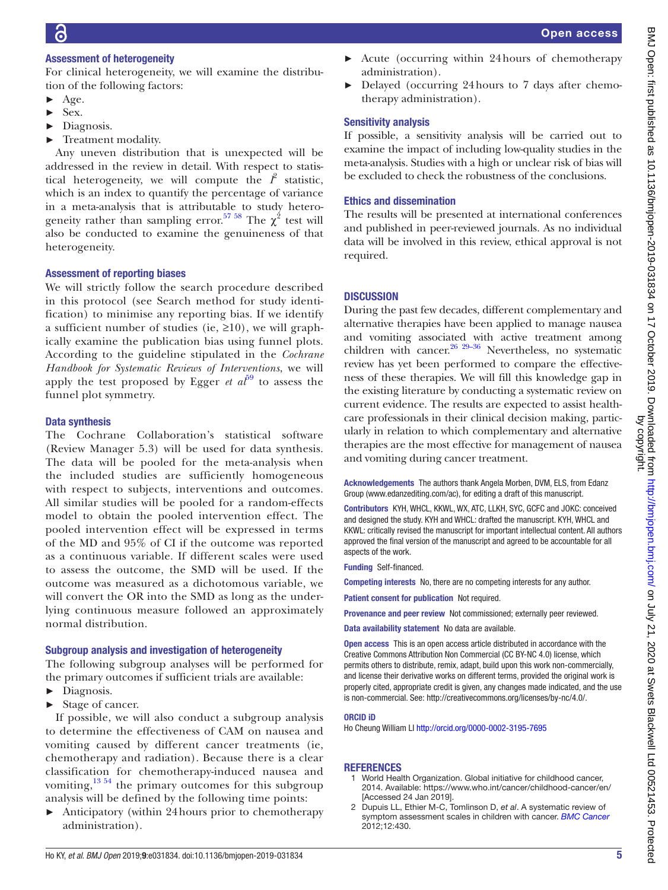### Assessment of heterogeneity

For clinical heterogeneity, we will examine the distribution of the following factors:

- Age.
- Sex.
- Diagnosis.
- Treatment modality.

Any uneven distribution that is unexpected will be addressed in the review in detail. With respect to statistical heterogeneity, we will compute the $I^2$ statistic, which is an index to quantify the percentage of variance in a meta-analysis that is attributable to study heterogeneity rather than sampling error.[57,58] The $\chi^2$ test will also be conducted to examine the genuineness of that heterogeneity.

### Assessment of reporting biases

We will strictly follow the search procedure described in this protocol (see Search method for study identification) to minimise any reporting bias. If we identify a sufficient number of studies (ie, ≥10), we will graphically examine the publication bias using funnel plots. According to the guideline stipulated in the *Cochrane Handbook for Systematic Reviews of Interventions*, we will apply the test proposed by Egger *et al*[59] to assess the funnel plot symmetry.

### Data synthesis

The Cochrane Collaboration's statistical software (Review Manager 5.3) will be used for data synthesis. The data will be pooled for the meta-analysis when the included studies are sufficiently homogeneous with respect to subjects, interventions and outcomes. All similar studies will be pooled for a random-effects model to obtain the pooled intervention effect. The pooled intervention effect will be expressed in terms of the MD and 95% of CI if the outcome was reported as a continuous variable. If different scales were used to assess the outcome, the SMD will be used. If the outcome was measured as a dichotomous variable, we will convert the OR into the SMD as long as the underlying continuous measure followed an approximately normal distribution.

### Subgroup analysis and investigation of heterogeneity

The following subgroup analyses will be performed for the primary outcomes if sufficient trials are available:

- Diagnosis.
- Stage of cancer.

If possible, we will also conduct a subgroup analysis to determine the effectiveness of CAM on nausea and vomiting caused by different cancer treatments (ie, chemotherapy and radiation). Because there is a clear classification for chemotherapy-induced nausea and vomiting,[13,54] the primary outcomes for this subgroup analysis will be defined by the following time points:

- Anticipatory (within 24 hours prior to chemotherapy administration).
- Acute (occurring within 24 hours of chemotherapy administration).
- Delayed (occurring 24 hours to 7 days after chemotherapy administration).

### Sensitivity analysis

If possible, a sensitivity analysis will be carried out to examine the impact of including low-quality studies in the meta-analysis. Studies with a high or unclear risk of bias will be excluded to check the robustness of the conclusions.

### Ethics and dissemination

The results will be presented at international conferences and published in peer-reviewed journals. As no individual data will be involved in this review, ethical approval is not required.

## DISCUSSION

During the past few decades, different complementary and alternative therapies have been applied to manage nausea and vomiting associated with active treatment among children with cancer.[26,29–36] Nevertheless, no systematic review has yet been performed to compare the effectiveness of these therapies. We will fill this knowledge gap in the existing literature by conducting a systematic review on current evidence. The results are expected to assist healthcare professionals in their clinical decision making, particularly in relation to which complementary and alternative therapies are the most effective for management of nausea and vomiting during cancer treatment.

**Acknowledgements** The authors thank Angela Morben, DVM, ELS, from Edanz Group (www.edanzediting.com/ac), for editing a draft of this manuscript.

**Contributors** KYH, WHCL, KKWL, WX, ATC, LLKH, SYC, GCFC and JOKC: conceived and designed the study. KYH and WHCL: drafted the manuscript. KYH, WHCL and KKWL: critically revised the manuscript for important intellectual content. All authors approved the final version of the manuscript and agreed to be accountable for all aspects of the work.

**Funding** Self-financed.

**Competing interests** No, there are no competing interests for any author.

**Patient consent for publication** Not required.

**Provenance and peer review** Not commissioned; externally peer reviewed.

**Data availability statement** No data are available.

**Open access** This is an open access article distributed in accordance with the Creative Commons Attribution Non Commercial (CC BY-NC 4.0) license, which permits others to distribute, remix, adapt, build upon this work non-commercially, and license their derivative works on different terms, provided the original work is properly cited, appropriate credit is given, any changes made indicated, and the use is non-commercial. See: http://creativecommons.org/licenses/by-nc/4.0/.

**ORCID iD**

Ho Cheung William Li http://orcid.org/0000-0002-3195-7695

## REFERENCES

1. World Health Organization. Global initiative for childhood cancer, 2014. Available: https://www.who.int/cancer/childhood-cancer/en/ [Accessed 24 Jan 2019].
2. Dupuis LL, Ethier M-C, Tomlinson D, *et al*. A systematic review of symptom assessment scales in children with cancer. *BMC Cancer* 2012;12:430.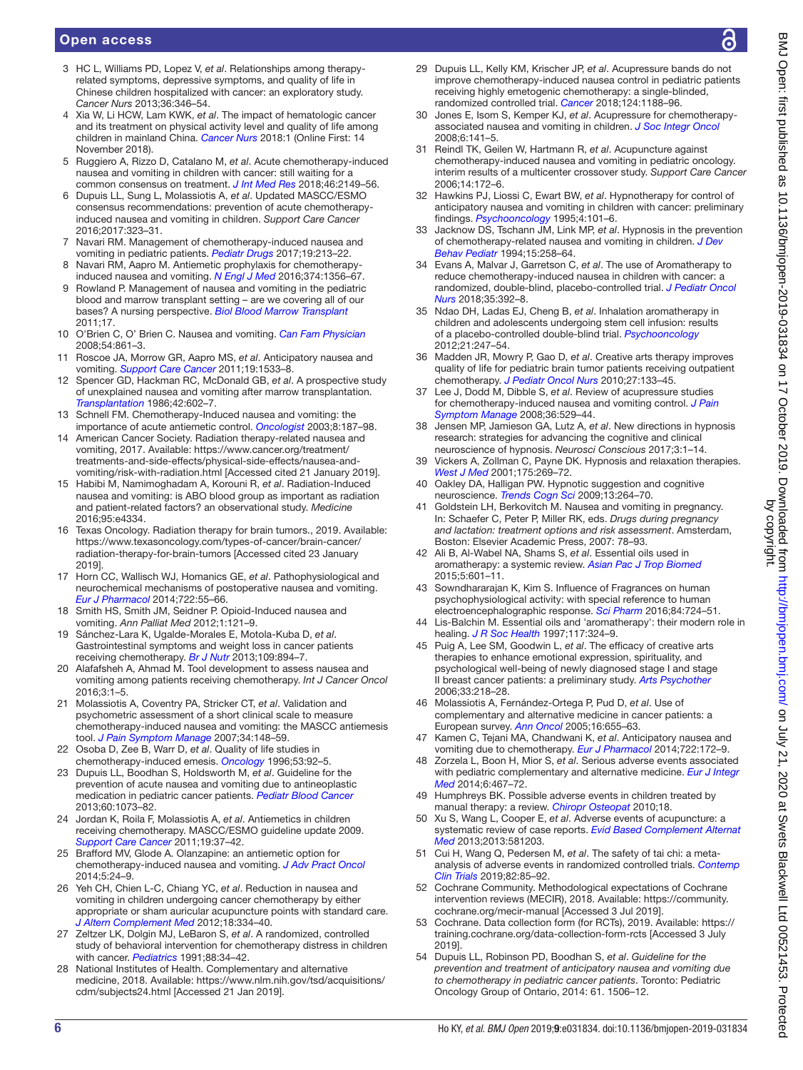3. HC L, Williams PD, Lopez V, *et al*. Relationships among therapy-related symptoms, depressive symptoms, and quality of life in Chinese children hospitalized with cancer: an exploratory study. *Cancer Nurs* 2013;36:346–54.
4. Xia W, Li HCW, Lam KWK, *et al*. The impact of hematologic cancer and its treatment on physical activity level and quality of life among children in mainland China. *Cancer Nurs* 2018:1 (Online First: 14 November 2018).
5. Ruggiero A, Rizzo D, Catalano M, *et al*. Acute chemotherapy-induced nausea and vomiting in children with cancer: still waiting for a common consensus on treatment. *J Int Med Res* 2018;46:2149–56.
6. Dupuis LL, Sung L, Molassiotis A, *et al*. Updated MASCC/ESMO consensus recommendations: prevention of acute chemotherapy-induced nausea and vomiting in children. *Support Care Cancer* 2016;2017:323–31.
7. Navari RM. Management of chemotherapy-induced nausea and vomiting in pediatric patients. *Pediatr Drugs* 2017;19:213–22.
8. Navari RM, Aapro M. Antiemetic prophylaxis for chemotherapy-induced nausea and vomiting. *N Engl J Med* 2016;374:1356–67.
9. Rowland P. Management of nausea and vomiting in the pediatric blood and marrow transplant setting – are we covering all of our bases? A nursing perspective. *Biol Blood Marrow Transplant* 2011;17.
10. O'Brien C, O' Brien C. Nausea and vomiting. *Can Fam Physician* 2008;54:861–3.
11. Roscoe JA, Morrow GR, Aapro MS, *et al*. Anticipatory nausea and vomiting. *Support Care Cancer* 2011;19:1533–8.
12. Spencer GD, Hackman RC, McDonald GB, *et al*. A prospective study of unexplained nausea and vomiting after marrow transplantation. *Transplantation* 1986;42:602–7.
13. Schnell FM. Chemotherapy-Induced nausea and vomiting: the importance of acute antiemetic control. *Oncologist* 2003;8:187–98.
14. American Cancer Society. Radiation therapy-related nausea and vomiting, 2017. Available: https://www.cancer.org/treatment/treatments-and-side-effects/physical-side-effects/nausea-and-vomiting/risk-with-radiation.html [Accessed cited 21 January 2019].
15. Habibi M, Namimoghadam A, Korouni R, *et al*. Radiation-Induced nausea and vomiting: is ABO blood group as important as radiation and patient-related factors? an observational study. *Medicine* 2016;95:e4334.
16. Texas Oncology. Radiation therapy for brain tumors., 2019. Available: https://www.texasoncology.com/types-of-cancer/brain-cancer/radiation-therapy-for-brain-tumors [Accessed cited 23 January 2019].
17. Horn CC, Wallisch WJ, Homanics GE, *et al*. Pathophysiological and neurochemical mechanisms of postoperative nausea and vomiting. *Eur J Pharmacol* 2014;722:55–66.
18. Smith HS, Smith JM, Seidner P. Opioid-Induced nausea and vomiting. *Ann Palliat Med* 2012;1:121–9.
19. Sánchez-Lara K, Ugalde-Morales E, Motola-Kuba D, *et al*. Gastrointestinal symptoms and weight loss in cancer patients receiving chemotherapy. *Br J Nutr* 2013;109:894–7.
20. Alafafsheh A, Ahmad M. Tool development to assess nausea and vomiting among patients receiving chemotherapy. *Int J Cancer Oncol* 2016;3:1–5.
21. Molassiotis A, Coventry PA, Stricker CT, *et al*. Validation and psychometric assessment of a short clinical scale to measure chemotherapy-induced nausea and vomiting: the MASCC antiemesis tool. *J Pain Symptom Manage* 2007;34:148–59.
22. Osoba D, Zee B, Warr D, *et al*. Quality of life studies in chemotherapy-induced emesis. *Oncology* 1996;53:92–5.
23. Dupuis LL, Boodhan S, Holdsworth M, *et al*. Guideline for the prevention of acute nausea and vomiting due to antineoplastic medication in pediatric cancer patients. *Pediatr Blood Cancer* 2013;60:1073–82.
24. Jordan K, Roila F, Molassiotis A, *et al*. Antiemetics in children receiving chemotherapy. MASCC/ESMO guideline update 2009. *Support Care Cancer* 2011;19:37–42.
25. Brafford MV, Glode A. Olanzapine: an antiemetic option for chemotherapy-induced nausea and vomiting. *J Adv Pract Oncol* 2014;5:24–9.
26. Yeh CH, Chien L-C, Chiang YC, *et al*. Reduction in nausea and vomiting in children undergoing cancer chemotherapy by either appropriate or sham auricular acupuncture points with standard care. *J Altern Complement Med* 2012;18:334–40.
27. Zeltzer LK, Dolgin MJ, LeBaron S, *et al*. A randomized, controlled study of behavioral intervention for chemotherapy distress in children with cancer. *Pediatrics* 1991;88:34–42.
28. National Institutes of Health. Complementary and alternative medicine, 2018. Available: https://www.nlm.nih.gov/tsd/acquisitions/cdm/subjects24.html [Accessed 21 Jan 2019].
29. Dupuis LL, Kelly KM, Krischer JP, *et al*. Acupressure bands do not improve chemotherapy-induced nausea control in pediatric patients receiving highly emetogenic chemotherapy: a single-blinded, randomized controlled trial. *Cancer* 2018;124:1188–96.
30. Jones E, Isom S, Kemper KJ, *et al*. Acupressure for chemotherapy-associated nausea and vomiting in children. *J Soc Integr Oncol* 2008;6:141–5.
31. Reindl TK, Geilen W, Hartmann R, *et al*. Acupuncture against chemotherapy-induced nausea and vomiting in pediatric oncology. interim results of a multicenter crossover study. *Support Care Cancer* 2006;14:172–6.
32. Hawkins PJ, Liossi C, Ewart BW, *et al*. Hypnotherapy for control of anticipatory nausea and vomiting in children with cancer: preliminary findings. *Psychooncology* 1995;4:101–6.
33. Jacknow DS, Tschann JM, Link MP, *et al*. Hypnosis in the prevention of chemotherapy-related nausea and vomiting in children. *J Dev Behav Pediatr* 1994;15:258–64.
34. Evans A, Malvar J, Garretson C, *et al*. The use of Aromatherapy to reduce chemotherapy-induced nausea in children with cancer: a randomized, double-blind, placebo-controlled trial. *J Pediatr Oncol Nurs* 2018;35:392–8.
35. Ndao DH, Ladas EJ, Cheng B, *et al*. Inhalation aromatherapy in children and adolescents undergoing stem cell infusion: results of a placebo-controlled double-blind trial. *Psychooncology* 2012;21:247–54.
36. Madden JR, Mowry P, Gao D, *et al*. Creative arts therapy improves quality of life for pediatric brain tumor patients receiving outpatient chemotherapy. *J Pediatr Oncol Nurs* 2010;27:133–45.
37. Lee J, Dodd M, Dibble S, *et al*. Review of acupressure studies for chemotherapy-induced nausea and vomiting control. *J Pain Symptom Manage* 2008;36:529–44.
38. Jensen MP, Jamieson GA, Lutz A, *et al*. New directions in hypnosis research: strategies for advancing the cognitive and clinical neuroscience of hypnosis. *Neurosci Conscious* 2017;3:1–14.
39. Vickers A, Zollman C, Payne DK. Hypnosis and relaxation therapies. *West J Med* 2001;175:269–72.
40. Oakley DA, Halligan PW. Hypnotic suggestion and cognitive neuroscience. *Trends Cogn Sci* 2009;13:264–70.
41. Goldstein LH, Berkovitch M. Nausea and vomiting in pregnancy. In: Schaefer C, Peter P, Miller RK, eds. *Drugs during pregnancy and lactation: treatment options and risk assessment*. Amsterdam, Boston: Elsevier Academic Press, 2007: 78–93.
42. Ali B, Al-Wabel NA, Shams S, *et al*. Essential oils used in aromatherapy: a systemic review. *Asian Pac J Trop Biomed* 2015;5:601–11.
43. Sowndhararajan K, Kim S. Influence of Fragrances on human psychophysiological activity: with special reference to human electroencephalographic response. *Sci Pharm* 2016;84:724–51.
44. Lis-Balchin M. Essential oils and 'aromatherapy': their modern role in healing. *J R Soc Health* 1997;117:324–9.
45. Puig A, Lee SM, Goodwin L, *et al*. The efficacy of creative arts therapies to enhance emotional expression, spirituality, and psychological well-being of newly diagnosed stage I and stage II breast cancer patients: a preliminary study. *Arts Psychother* 2006;33:218–28.
46. Molassiotis A, Fernández-Ortega P, Pud D, *et al*. Use of complementary and alternative medicine in cancer patients: a European survey. *Ann Oncol* 2005;16:655–63.
47. Kamen C, Tejani MA, Chandwani K, *et al*. Anticipatory nausea and vomiting due to chemotherapy. *Eur J Pharmacol* 2014;722:172–9.
48. Zorzela L, Boon H, Mior S, *et al*. Serious adverse events associated with pediatric complementary and alternative medicine. *Eur J Integr Med* 2014;6:467–72.
49. Humphreys BK. Possible adverse events in children treated by manual therapy: a review. *Chiropr Osteopat* 2010;18.
50. Xu S, Wang L, Cooper E, *et al*. Adverse events of acupuncture: a systematic review of case reports. *Evid Based Complement Alternat Med* 2013;2013:581203.
51. Cui H, Wang Q, Pedersen M, *et al*. The safety of tai chi: a meta-analysis of adverse events in randomized controlled trials. *Contemp Clin Trials* 2019;82:85–92.
52. Cochrane Community. Methodological expectations of Cochrane intervention reviews (MECIR), 2018. Available: https://community.cochrane.org/mecir-manual [Accessed 3 Jul 2019].
53. Cochrane. Data collection form (for RCTs), 2019. Available: https://training.cochrane.org/data-collection-form-rcts [Accessed 3 July 2019].
54. Dupuis LL, Robinson PD, Boodhan S, *et al*. *Guideline for the prevention and treatment of anticipatory nausea and vomiting due to chemotherapy in pediatric cancer patients*. Toronto: Pediatric Oncology Group of Ontario, 2014: 61. 1506–12.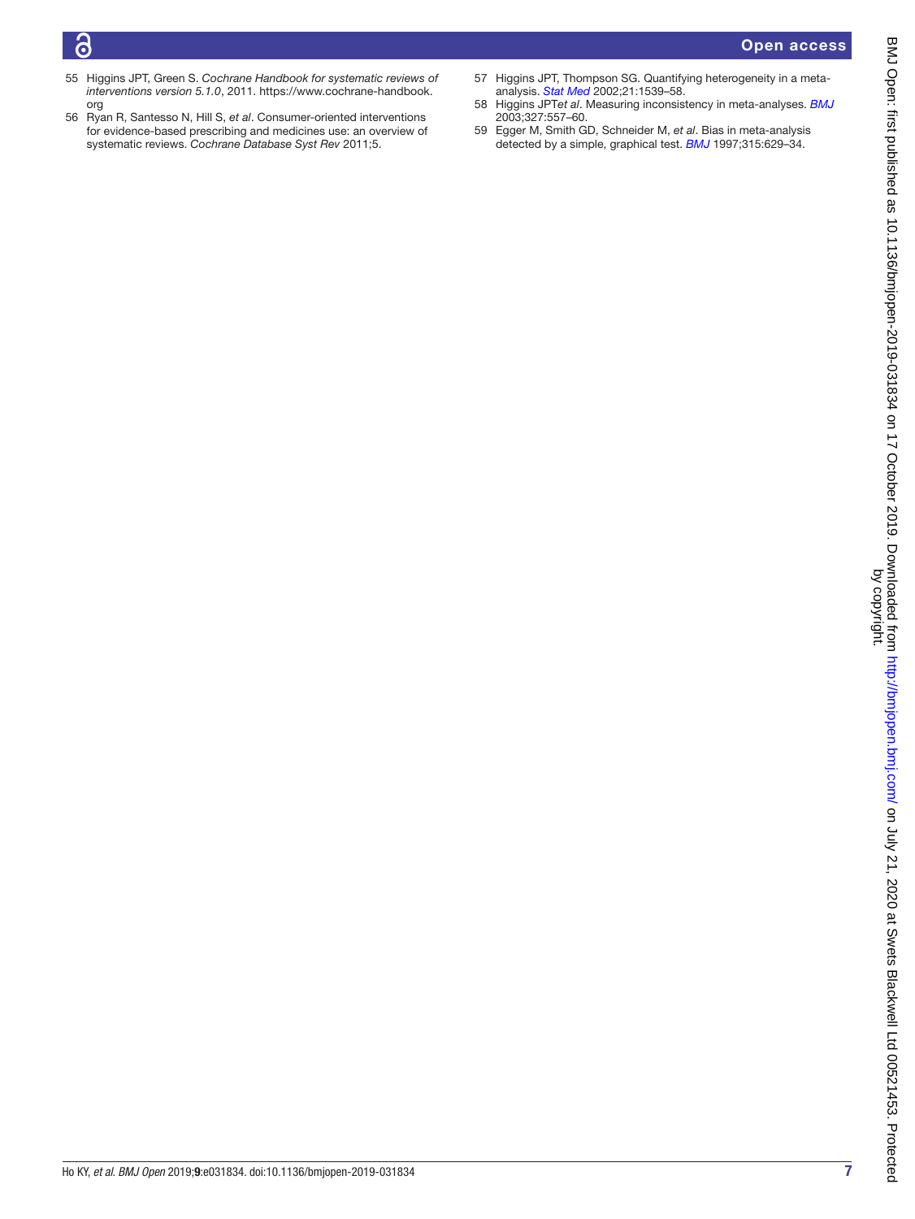55 Higgins JPT, Green S. *Cochrane Handbook for systematic reviews of interventions version 5.1.0*, 2011. https://www.cochrane-handbook.org

56 Ryan R, Santesso N, Hill S, *et al*. Consumer-oriented interventions for evidence-based prescribing and medicines use: an overview of systematic reviews. *Cochrane Database Syst Rev* 2011;5.

57 Higgins JPT, Thompson SG. Quantifying heterogeneity in a meta-analysis. *Stat Med* 2002;21:1539–58.

58 Higgins JPT*et al*. Measuring inconsistency in meta-analyses. *BMJ* 2003;327:557–60.

59 Egger M, Smith GD, Schneider M, *et al*. Bias in meta-analysis detected by a simple, graphical test. *BMJ* 1997;315:629–34.